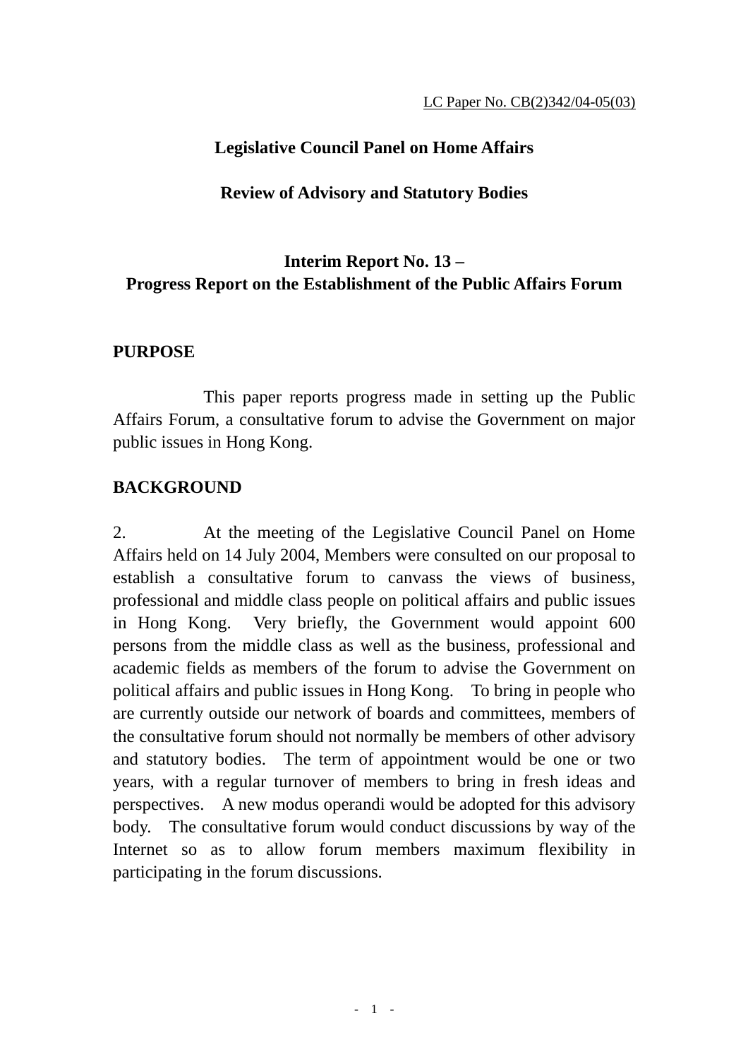LC Paper No. CB(2)342/04-05(03)

# Legislative Council Panel on Home Affairs

## Review of Advisory and Statutory Bodies

## Interim Report No. 13 – Progress Report on the Establishment of the Public Affairs Forum

### PURPOSE

This paper reports progress made in setting up the Public Affairs Forum, a consultative forum to advise the Government on major public issues in Hong Kong.

### BACKGROUND

2. At the meeting of the Legislative Council Panel on Home Affairs held on 14 July 2004, Members were consulted on our proposal to establish a consultative forum to canvass the views of business, professional and middle class people on political affairs and public issues in Hong Kong. Very briefly, the Government would appoint 600 persons from the middle class as well as the business, professional and academic fields as members of the forum to advise the Government on political affairs and public issues in Hong Kong. To bring in people who are currently outside our network of boards and committees, members of the consultative forum should not normally be members of other advisory and statutory bodies. The term of appointment would be one or two years, with a regular turnover of members to bring in fresh ideas and perspectives. A new modus operandi would be adopted for this advisory body. The consultative forum would conduct discussions by way of the Internet so as to allow forum members maximum flexibility in participating in the forum discussions.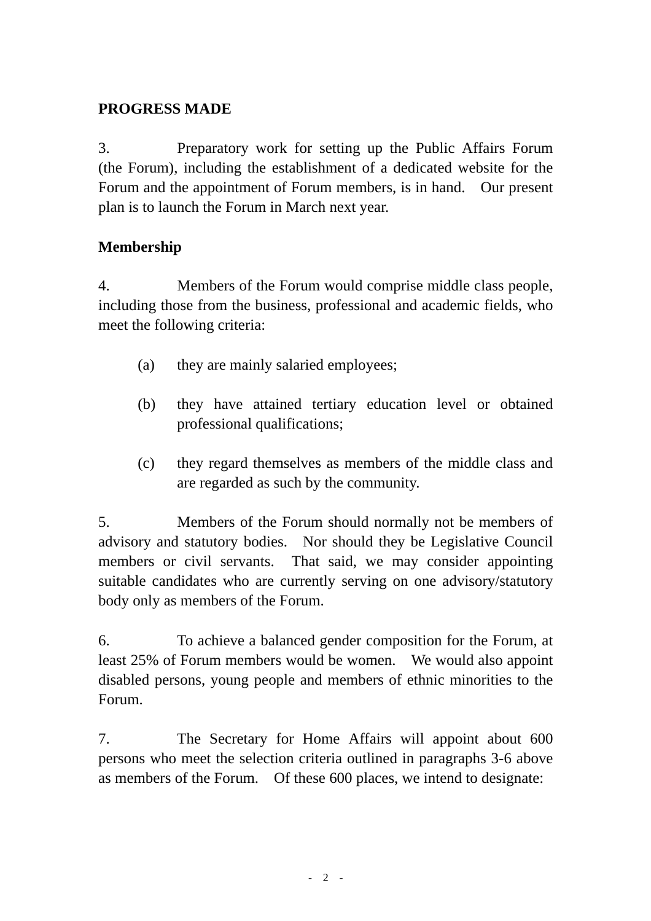## PROGRESS MADE

3. Preparatory work for setting up the Public Affairs Forum (the Forum), including the establishment of a dedicated website for the Forum and the appointment of Forum members, is in hand. Our present plan is to launch the Forum in March next year.

### Membership

4. Members of the Forum would comprise middle class people, including those from the business, professional and academic fields, who meet the following criteria:

(a) they are mainly salaried employees;

(b) they have attained tertiary education level or obtained professional qualifications;

(c) they regard themselves as members of the middle class and are regarded as such by the community.

5. Members of the Forum should normally not be members of advisory and statutory bodies. Nor should they be Legislative Council members or civil servants. That said, we may consider appointing suitable candidates who are currently serving on one advisory/statutory body only as members of the Forum.

6. To achieve a balanced gender composition for the Forum, at least 25% of Forum members would be women. We would also appoint disabled persons, young people and members of ethnic minorities to the Forum.

7. The Secretary for Home Affairs will appoint about 600 persons who meet the selection criteria outlined in paragraphs 3-6 above as members of the Forum. Of these 600 places, we intend to designate: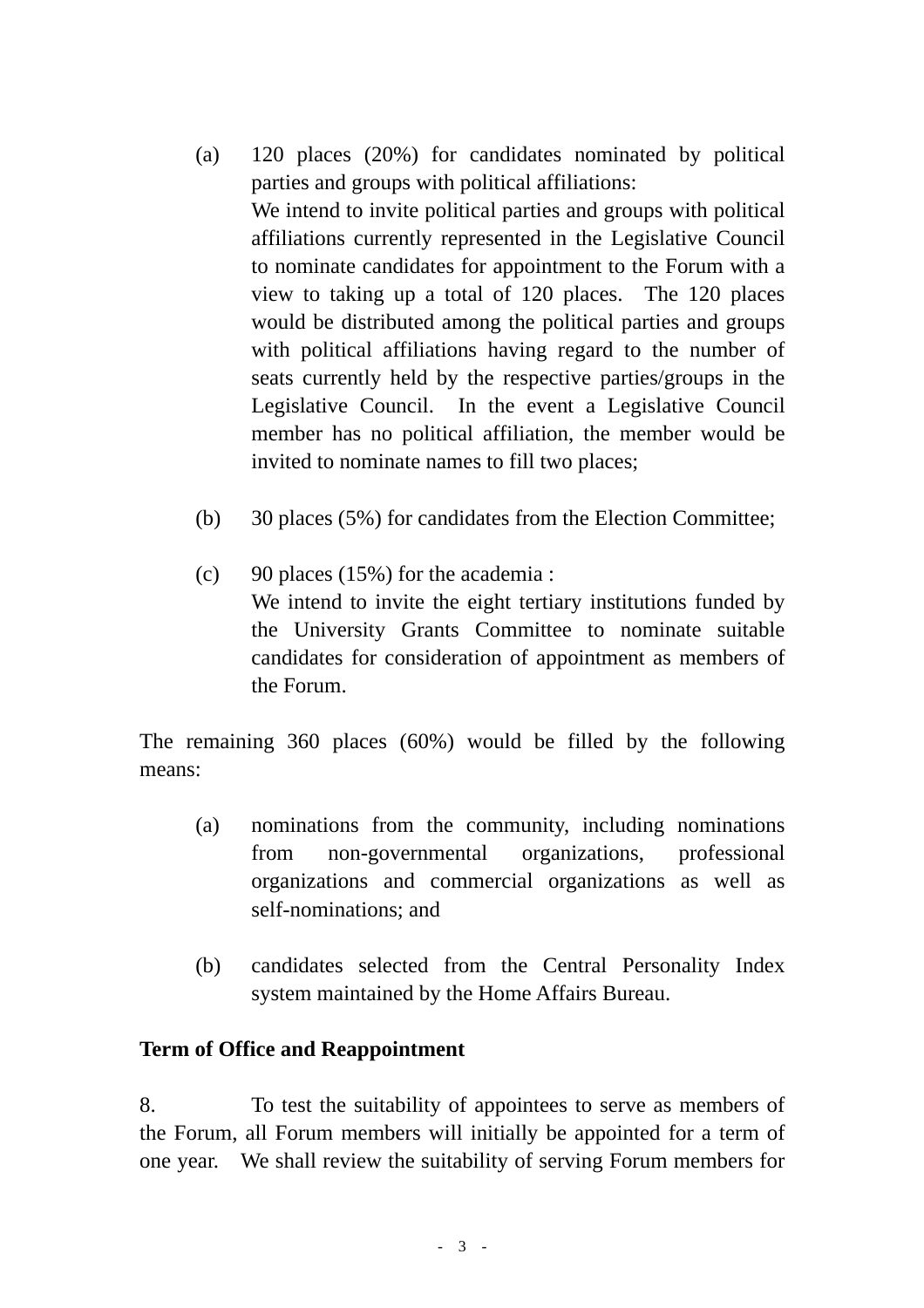(a) 120 places (20%) for candidates nominated by political parties and groups with political affiliations:
    We intend to invite political parties and groups with political affiliations currently represented in the Legislative Council to nominate candidates for appointment to the Forum with a view to taking up a total of 120 places. The 120 places would be distributed among the political parties and groups with political affiliations having regard to the number of seats currently held by the respective parties/groups in the Legislative Council. In the event a Legislative Council member has no political affiliation, the member would be invited to nominate names to fill two places;

(b) 30 places (5%) for candidates from the Election Committee;

(c) 90 places (15%) for the academia :
    We intend to invite the eight tertiary institutions funded by the University Grants Committee to nominate suitable candidates for consideration of appointment as members of the Forum.

The remaining 360 places (60%) would be filled by the following means:

(a) nominations from the community, including nominations from non-governmental organizations, professional organizations and commercial organizations as well as self-nominations; and

(b) candidates selected from the Central Personality Index system maintained by the Home Affairs Bureau.

**Term of Office and Reappointment**

8. To test the suitability of appointees to serve as members of the Forum, all Forum members will initially be appointed for a term of one year. We shall review the suitability of serving Forum members for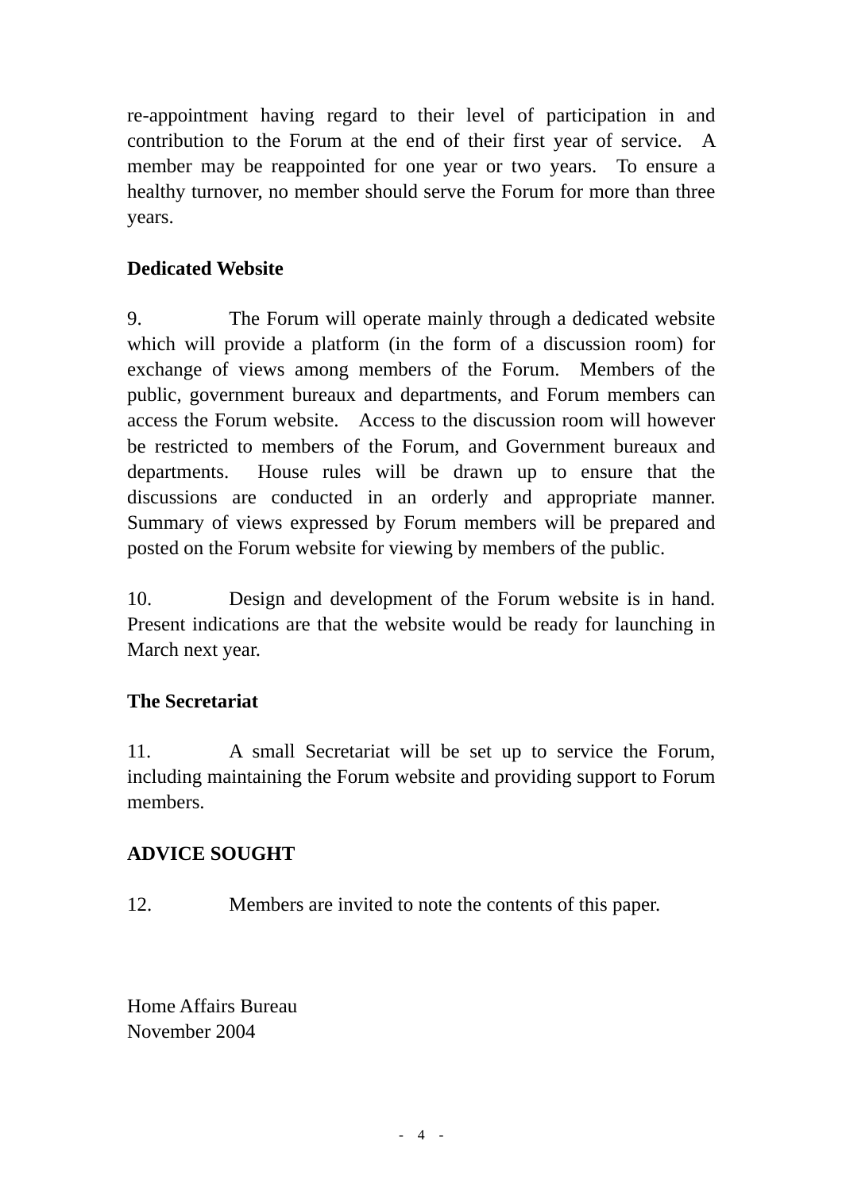re-appointment having regard to their level of participation in and contribution to the Forum at the end of their first year of service. A member may be reappointed for one year or two years. To ensure a healthy turnover, no member should serve the Forum for more than three years.

**Dedicated Website**

9. The Forum will operate mainly through a dedicated website which will provide a platform (in the form of a discussion room) for exchange of views among members of the Forum. Members of the public, government bureaux and departments, and Forum members can access the Forum website. Access to the discussion room will however be restricted to members of the Forum, and Government bureaux and departments. House rules will be drawn up to ensure that the discussions are conducted in an orderly and appropriate manner. Summary of views expressed by Forum members will be prepared and posted on the Forum website for viewing by members of the public.

10. Design and development of the Forum website is in hand. Present indications are that the website would be ready for launching in March next year.

**The Secretariat**

11. A small Secretariat will be set up to service the Forum, including maintaining the Forum website and providing support to Forum members.

**ADVICE SOUGHT**

12. Members are invited to note the contents of this paper.

Home Affairs Bureau
November 2004